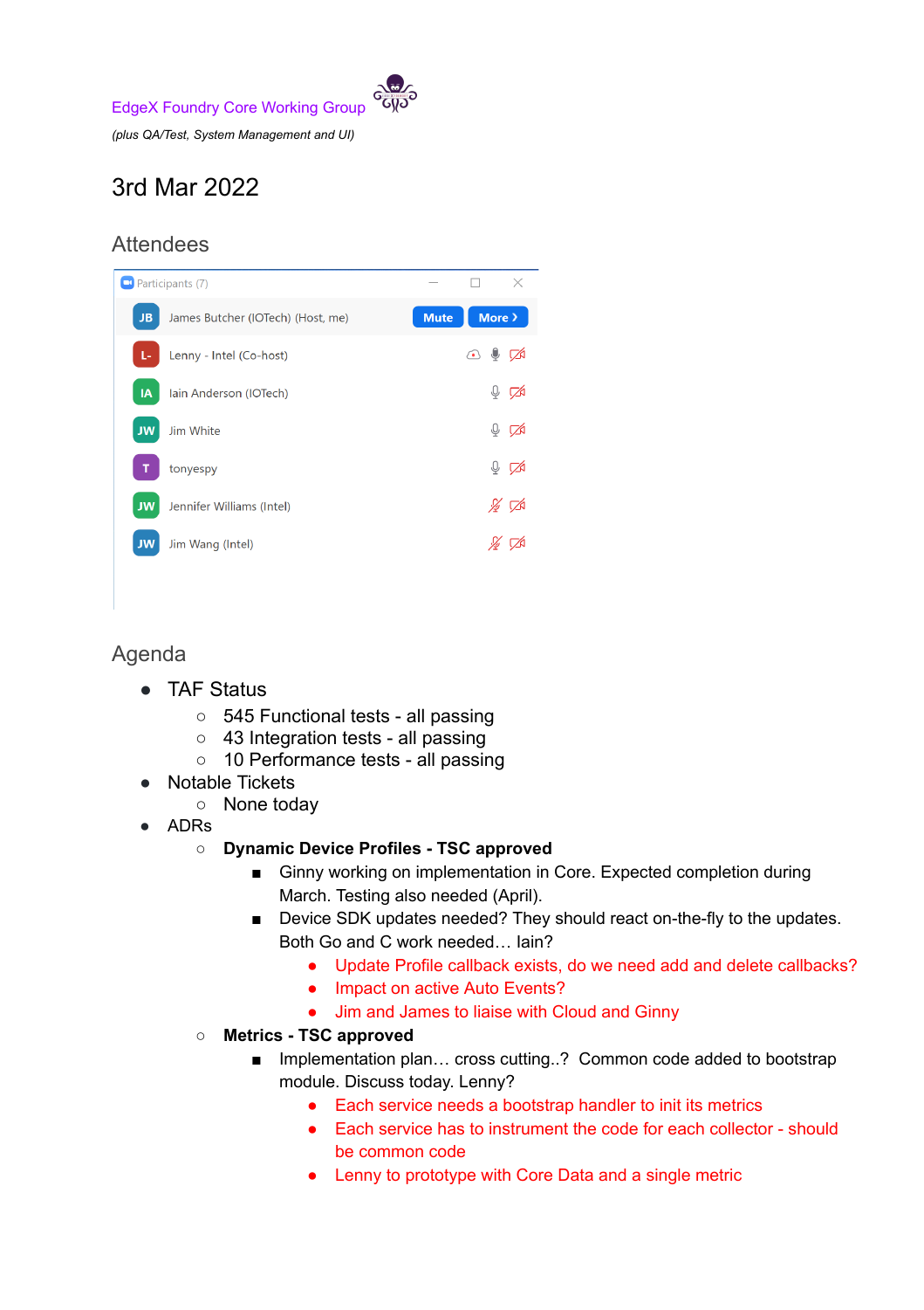EdgeX Foundry Core Working Group

*(plus QA/Test, System Management and UI)*

# 3rd Mar 2022

## Attendees

Participants (7)

- James Butcher (IOTech) (Host, me)
- Lenny - Intel (Co-host)
- Iain Anderson (IOTech)
- Jim White
- tonyespy
- Jennifer Williams (Intel)
- Jim Wang (Intel)

## Agenda

- TAF Status
  - 545 Functional tests - all passing
  - 43 Integration tests - all passing
  - 10 Performance tests - all passing
- Notable Tickets
  - None today
- ADRs
  - **Dynamic Device Profiles - TSC approved**
    - Ginny working on implementation in Core. Expected completion during March. Testing also needed (April).
    - Device SDK updates needed? They should react on-the-fly to the updates. Both Go and C work needed… Iain?
      - Update Profile callback exists, do we need add and delete callbacks?
      - Impact on active Auto Events?
      - Jim and James to liaise with Cloud and Ginny
  - **Metrics - TSC approved**
    - Implementation plan… cross cutting..? Common code added to bootstrap module. Discuss today. Lenny?
      - Each service needs a bootstrap handler to init its metrics
      - Each service has to instrument the code for each collector - should be common code
      - Lenny to prototype with Core Data and a single metric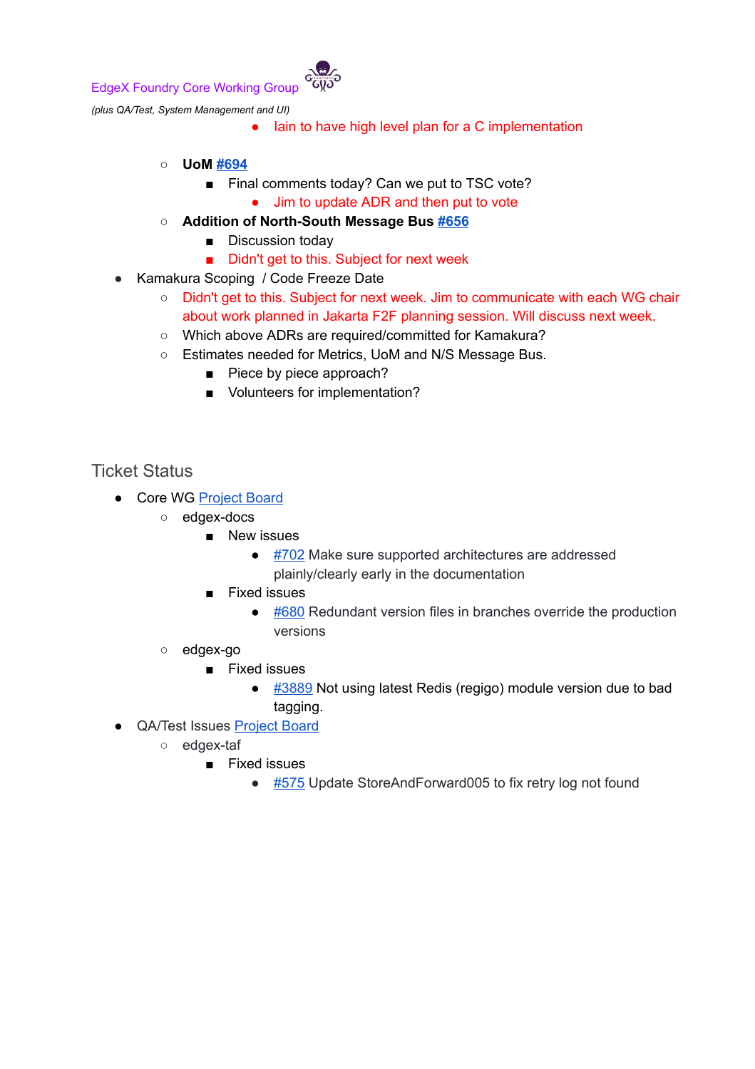- Iain to have high level plan for a C implementation

  - **UoM [#694](#)**
    - Final comments today? Can we put to TSC vote?
      - Jim to update ADR and then put to vote
  - **Addition of North-South Message Bus [#656](#)**
    - Discussion today
    - Didn't get to this. Subject for next week
- Kamakura Scoping / Code Freeze Date
  - Didn't get to this. Subject for next week. Jim to communicate with each WG chair about work planned in Jakarta F2F planning session. Will discuss next week.
  - Which above ADRs are required/committed for Kamakura?
  - Estimates needed for Metrics, UoM and N/S Message Bus.
    - Piece by piece approach?
    - Volunteers for implementation?

## Ticket Status

- Core WG Project Board
  - edgex-docs
    - New issues
      - #702 Make sure supported architectures are addressed plainly/clearly early in the documentation
    - Fixed issues
      - #680 Redundant version files in branches override the production versions
  - edgex-go
    - Fixed issues
      - #3889 Not using latest Redis (regigo) module version due to bad tagging.
- QA/Test Issues Project Board
  - edgex-taf
    - Fixed issues
      - #575 Update StoreAndForward005 to fix retry log not found